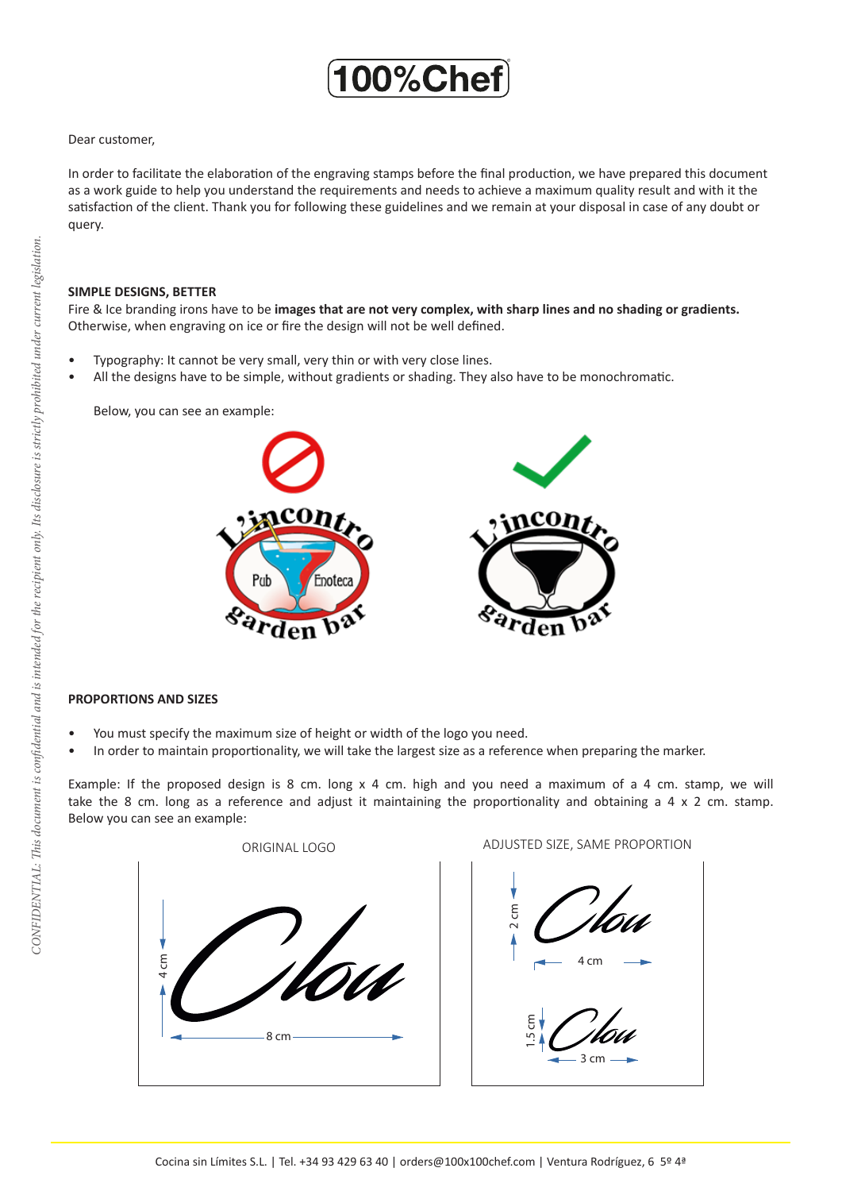Dear customer,

In order to facilitate the elaboration of the engraving stamps before the final production, we have prepared this document as a work guide to help you understand the requirements and needs to achieve a maximum quality result and with it the satisfaction of the client. Thank you for following these guidelines and we remain at your disposal in case of any doubt or query.

**SIMPLE DESIGNS, BETTER**

Fire & Ice branding irons have to be **images that are not very complex, with sharp lines and no shading or gradients.** Otherwise, when engraving on ice or fire the design will not be well defined.

- Typography: It cannot be very small, very thin or with very close lines.
- All the designs have to be simple, without gradients or shading. They also have to be monochromatic.

Below, you can see an example:

**PROPORTIONS AND SIZES**

- You must specify the maximum size of height or width of the logo you need.
- In order to maintain proportionality, we will take the largest size as a reference when preparing the marker.

Example: If the proposed design is 8 cm. long x 4 cm. high and you need a maximum of a 4 cm. stamp, we will take the 8 cm. long as a reference and adjust it maintaining the proportionality and obtaining a 4 x 2 cm. stamp. Below you can see an example:

ORIGINAL LOGO

ADJUSTED SIZE, SAME PROPORTION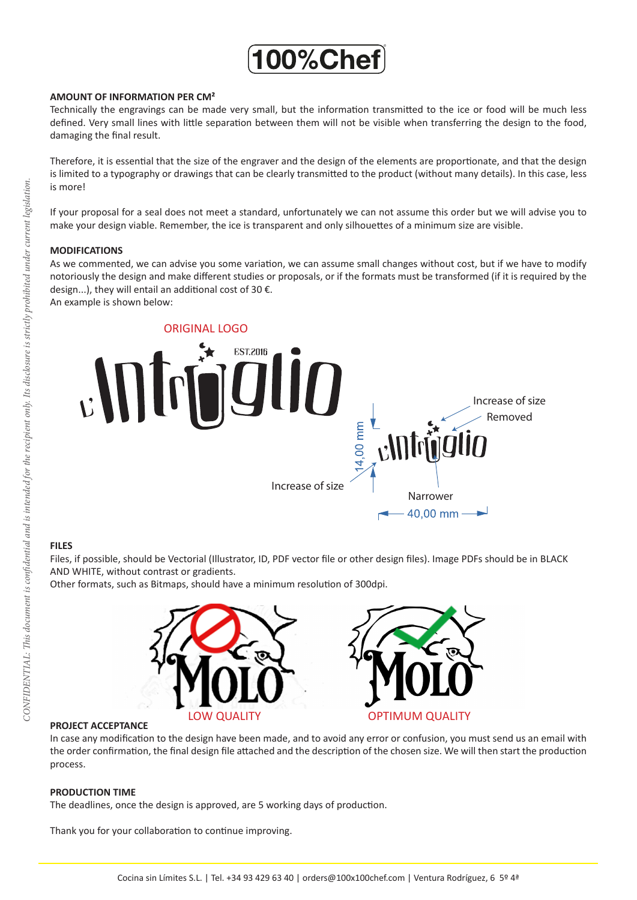## AMOUNT OF INFORMATION PER CM²

Technically the engravings can be made very small, but the information transmitted to the ice or food will be much less defined. Very small lines with little separation between them will not be visible when transferring the design to the food, damaging the final result.

Therefore, it is essential that the size of the engraver and the design of the elements are proportionate, and that the design is limited to a typography or drawings that can be clearly transmitted to the product (without many details). In this case, less is more!

If your proposal for a seal does not meet a standard, unfortunately we can not assume this order but we will advise you to make your design viable. Remember, the ice is transparent and only silhouettes of a minimum size are visible.

## MODIFICATIONS

As we commented, we can advise you some variation, we can assume small changes without cost, but if we have to modify notoriously the design and make different studies or proposals, or if the formats must be transformed (if it is required by the design...), they will entail an additional cost of 30 €.

An example is shown below:

ORIGINAL LOGO

Increase of size

Removed

14,00 mm

Increase of size

Narrower

40,00 mm

## FILES

Files, if possible, should be Vectorial (Illustrator, ID, PDF vector file or other design files). Image PDFs should be in BLACK AND WHITE, without contrast or gradients.

Other formats, such as Bitmaps, should have a minimum resolution of 300dpi.

LOW QUALITY

OPTIMUM QUALITY

## PROJECT ACCEPTANCE

In case any modification to the design have been made, and to avoid any error or confusion, you must send us an email with the order confirmation, the final design file attached and the description of the chosen size. We will then start the production process.

## PRODUCTION TIME

The deadlines, once the design is approved, are 5 working days of production.

Thank you for your collaboration to continue improving.

Cocina sin Límites S.L. | Tel. +34 93 429 63 40 | orders@100x100chef.com | Ventura Rodríguez, 6 5º 4ª

*CONFIDENTIAL: This document is confidential and is intended for the recipient only. Its disclosure is strictly prohibited under current legislation.*